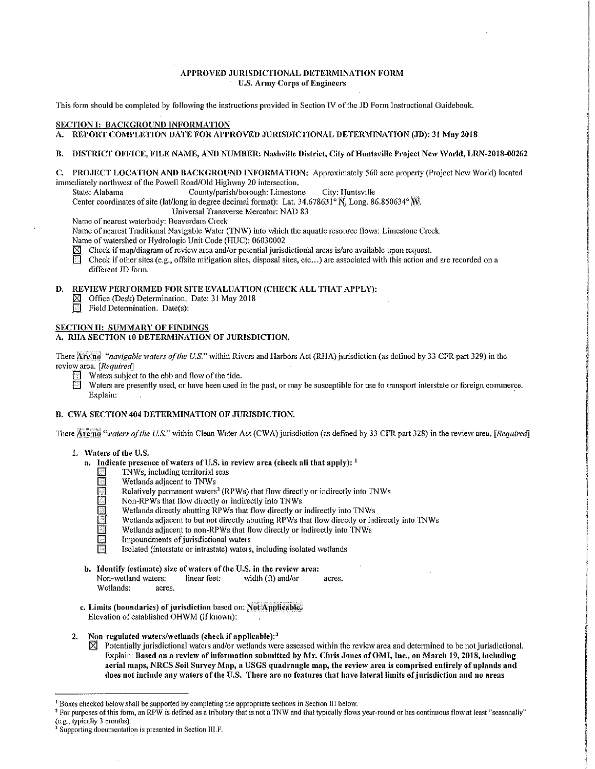# APPROVED JURISDICTIONAL DETERMINATION FORM
## U.S. Army Corps of Engineers

This form should be completed by following the instructions provided in Section IV of the JD Form Instructional Guidebook.

## SECTION I: BACKGROUND INFORMATION

**A. REPORT COMPLETION DATE FOR APPROVED JURISDICTIONAL DETERMINATION (JD): 31 May 2018**

**B. DISTRICT OFFICE, FILE NAME, AND NUMBER: Nashville District, City of Huntsville Project New World, LRN-2018-00262**

**C. PROJECT LOCATION AND BACKGROUND INFORMATION:** Approximately 560 acre property (Project New World) located immediately northwest of the Powell Road/Old Highway 20 intersection.

State: Alabama County/parish/borough: Limestone City: Huntsville

Center coordinates of site (lat/long in degree decimal format): Lat. 34.678631° N, Long. 86.850634° W.

Universal Transverse Mercator: NAD 83

Name of nearest waterbody: Beaverdam Creek

Name of nearest Traditional Navigable Water (TNW) into which the aquatic resource flows: Limestone Creek

Name of watershed or Hydrologic Unit Code (HUC): 06030002

- ☒ Check if map/diagram of review area and/or potential jurisdictional areas is/are available upon request.
- ☐ Check if other sites (e.g., offsite mitigation sites, disposal sites, etc...) are associated with this action and are recorded on a different JD form.

**D. REVIEW PERFORMED FOR SITE EVALUATION (CHECK ALL THAT APPLY):**

- ☒ Office (Desk) Determination. Date: 31 May 2018
- ☐ Field Determination. Date(s):

## SECTION II: SUMMARY OF FINDINGS

**A. RHA SECTION 10 DETERMINATION OF JURISDICTION.**

There **Are no** *"navigable waters of the U.S."* within Rivers and Harbors Act (RHA) jurisdiction (as defined by 33 CFR part 329) in the review area. *[Required]*

- ☐ Waters subject to the ebb and flow of the tide.
- ☐ Waters are presently used, or have been used in the past, or may be susceptible for use to transport interstate or foreign commerce. Explain:

**B. CWA SECTION 404 DETERMINATION OF JURISDICTION.**

There **Are no** *"waters of the U.S."* within Clean Water Act (CWA) jurisdiction (as defined by 33 CFR part 328) in the review area. *[Required]*

**1. Waters of the U.S.**

**a. Indicate presence of waters of U.S. in review area (check all that apply):** [1]

- ☐ TNWs, including territorial seas
- ☐ Wetlands adjacent to TNWs
- ☐ Relatively permanent waters[2] (RPWs) that flow directly or indirectly into TNWs
- ☐ Non-RPWs that flow directly or indirectly into TNWs
- ☐ Wetlands directly abutting RPWs that flow directly or indirectly into TNWs
- ☐ Wetlands adjacent to but not directly abutting RPWs that flow directly or indirectly into TNWs
- ☐ Wetlands adjacent to non-RPWs that flow directly or indirectly into TNWs
- ☐ Impoundments of jurisdictional waters
- ☐ Isolated (interstate or intrastate) waters, including isolated wetlands

**b. Identify (estimate) size of waters of the U.S. in the review area:**

Non-wetland waters: linear feet: width (ft) and/or acres.

Wetlands: acres.

**c. Limits (boundaries) of jurisdiction** based on: **Not Applicable.**

Elevation of established OHWM (if known):

**2. Non-regulated waters/wetlands (check if applicable):**[3]

☒ Potentially jurisdictional waters and/or wetlands were assessed within the review area and determined to be not jurisdictional. Explain: **Based on a review of information submitted by Mr. Chris Jones of OMI, Inc., on March 19, 2018, including aerial maps, NRCS Soil Survey Map, a USGS quadrangle map, the review area is comprised entirely of uplands and does not include any waters of the U.S. There are no features that have lateral limits of jurisdiction and no areas**

---

[1] Boxes checked below shall be supported by completing the appropriate sections in Section III below.

[2] For purposes of this form, an RPW is defined as a tributary that is not a TNW and that typically flows year-round or has continuous flow at least "seasonally" (e.g., typically 3 months).

[3] Supporting documentation is presented in Section III.F.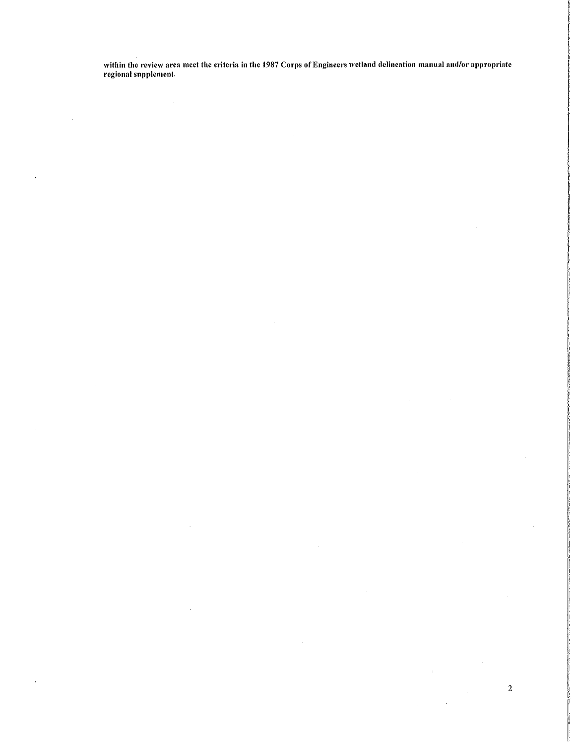**within the review area meet the criteria in the 1987 Corps of Engineers wetland delineation manual and/or appropriate regional supplement.**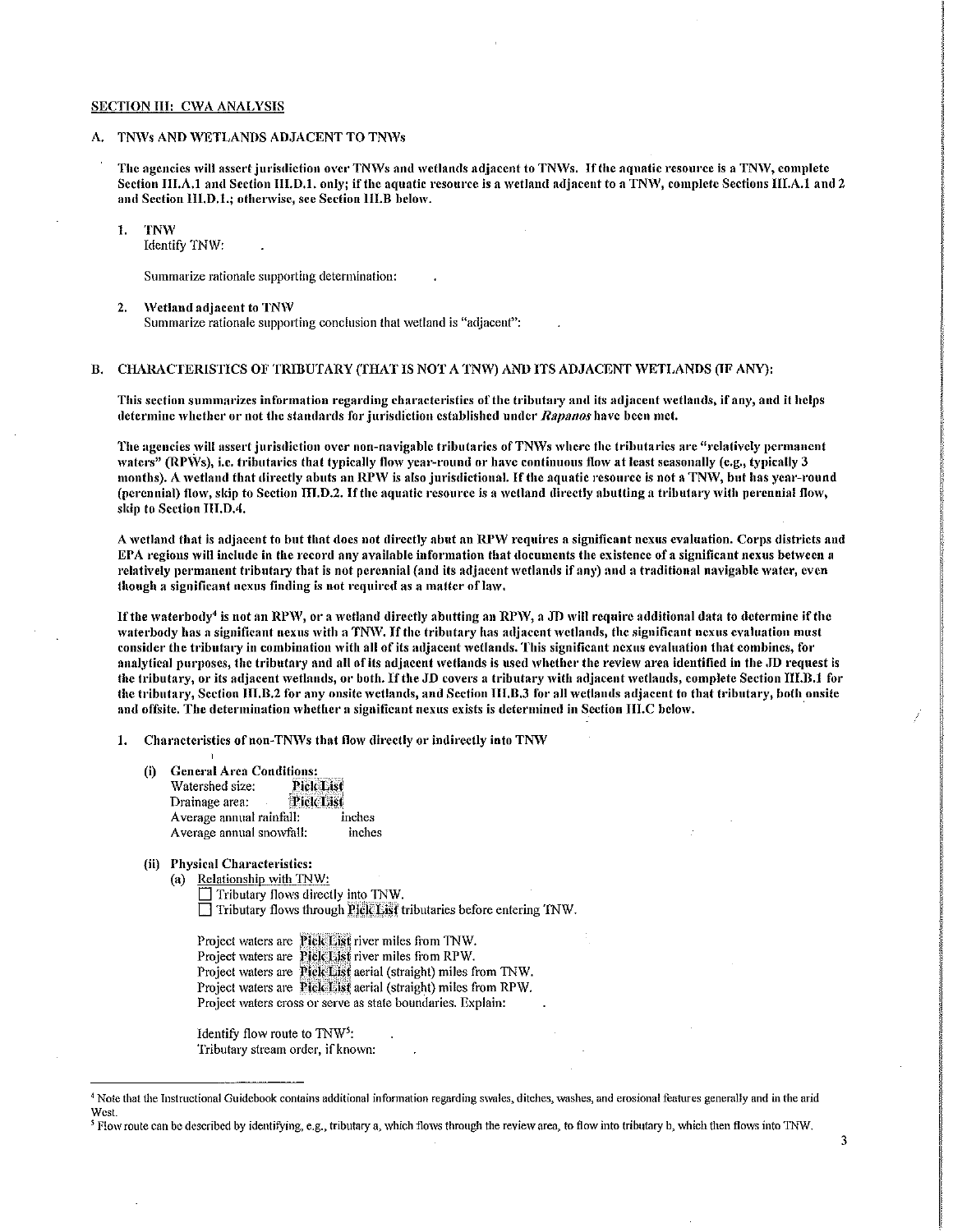## SECTION III: CWA ANALYSIS

### A. TNWs AND WETLANDS ADJACENT TO TNWs

**The agencies will assert jurisdiction over TNWs and wetlands adjacent to TNWs. If the aquatic resource is a TNW, complete Section III.A.1 and Section III.D.1. only; if the aquatic resource is a wetland adjacent to a TNW, complete Sections III.A.1 and 2 and Section III.D.1.; otherwise, see Section III.B below.**

1. **TNW**
   Identify TNW: .

   Summarize rationale supporting determination: .

2. **Wetland adjacent to TNW**
   Summarize rationale supporting conclusion that wetland is "adjacent": .

### B. CHARACTERISTICS OF TRIBUTARY (THAT IS NOT A TNW) AND ITS ADJACENT WETLANDS (IF ANY):

**This section summarizes information regarding characteristics of the tributary and its adjacent wetlands, if any, and it helps determine whether or not the standards for jurisdiction established under *Rapanos* have been met.**

**The agencies will assert jurisdiction over non-navigable tributaries of TNWs where the tributaries are "relatively permanent waters" (RPWs), i.e. tributaries that typically flow year-round or have continuous flow at least seasonally (e.g., typically 3 months). A wetland that directly abuts an RPW is also jurisdictional. If the aquatic resource is not a TNW, but has year-round (perennial) flow, skip to Section III.D.2. If the aquatic resource is a wetland directly abutting a tributary with perennial flow, skip to Section III.D.4.**

**A wetland that is adjacent to but that does not directly abut an RPW requires a significant nexus evaluation. Corps districts and EPA regions will include in the record any available information that documents the existence of a significant nexus between a relatively permanent tributary that is not perennial (and its adjacent wetlands if any) and a traditional navigable water, even though a significant nexus finding is not required as a matter of law.**

**If the waterbody[4] is not an RPW, or a wetland directly abutting an RPW, a JD will require additional data to determine if the waterbody has a significant nexus with a TNW. If the tributary has adjacent wetlands, the significant nexus evaluation must consider the tributary in combination with all of its adjacent wetlands. This significant nexus evaluation that combines, for analytical purposes, the tributary and all of its adjacent wetlands is used whether the review area identified in the JD request is the tributary, or its adjacent wetlands, or both. If the JD covers a tributary with adjacent wetlands, complete Section III.B.1 for the tributary, Section III.B.2 for any onsite wetlands, and Section III.B.3 for all wetlands adjacent to that tributary, both onsite and offsite. The determination whether a significant nexus exists is determined in Section III.C below.**

1. **Characteristics of non-TNWs that flow directly or indirectly into TNW**

   (i) **General Area Conditions:**
   Watershed size: Pick List
   Drainage area: Pick List
   Average annual rainfall: inches
   Average annual snowfall: inches

   (ii) **Physical Characteristics:**
   (a) Relationship with TNW:
   ☐ Tributary flows directly into TNW.
   ☐ Tributary flows through Pick List tributaries before entering TNW.

   Project waters are Pick List river miles from TNW.
   Project waters are Pick List river miles from RPW.
   Project waters are Pick List aerial (straight) miles from TNW.
   Project waters are Pick List aerial (straight) miles from RPW.
   Project waters cross or serve as state boundaries. Explain: .

   Identify flow route to TNW[5]: .
   Tributary stream order, if known: .

---

[4] Note that the Instructional Guidebook contains additional information regarding swales, ditches, washes, and erosional features generally and in the arid West.

[5] Flow route can be described by identifying, e.g., tributary a, which flows through the review area, to flow into tributary b, which then flows into TNW.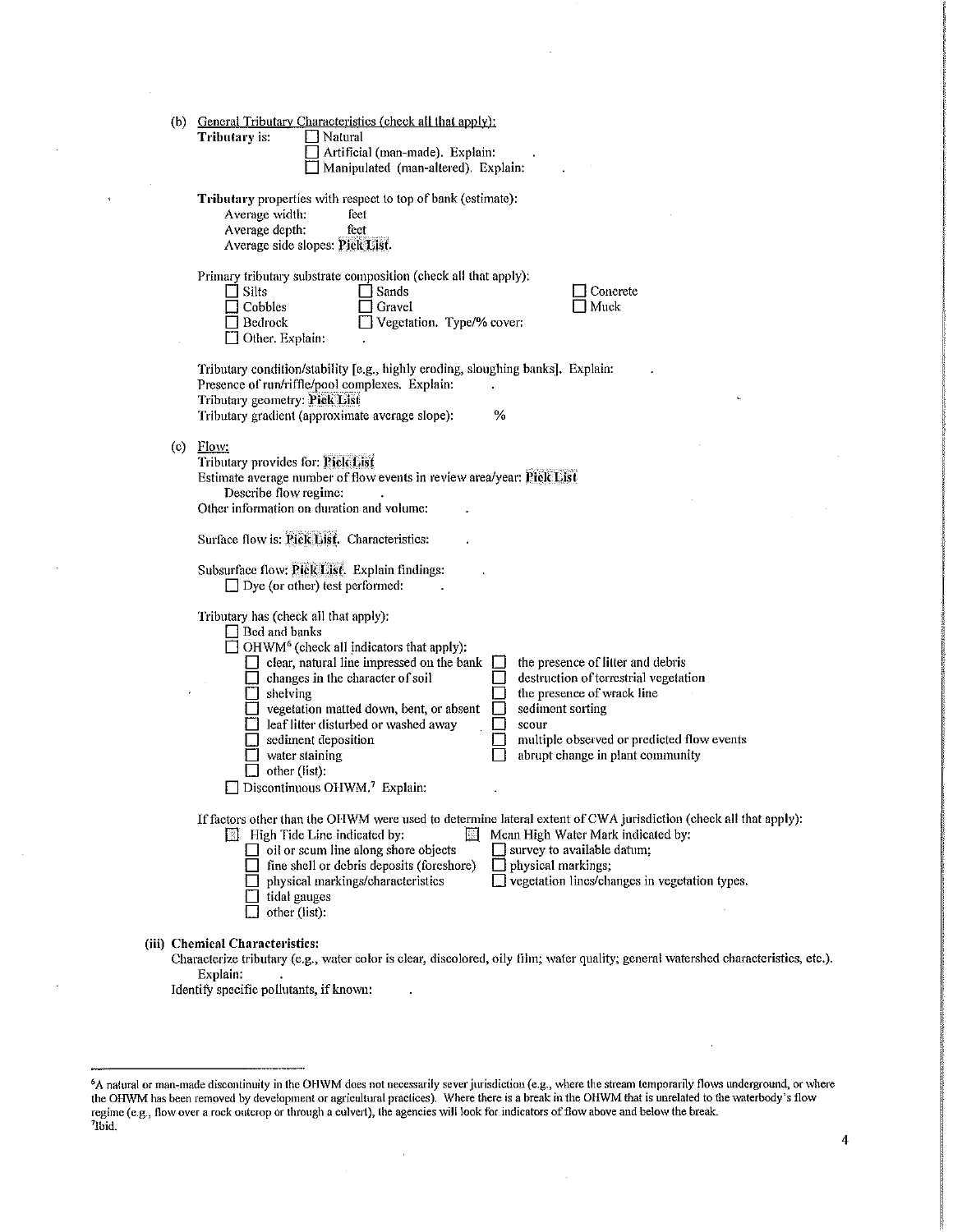(b) General Tributary Characteristics (check all that apply):

**Tributary** is:
- ☐ Natural
- ☐ Artificial (man-made). Explain: .
- ☐ Manipulated (man-altered). Explain: .

**Tributary** properties with respect to top of bank (estimate):
- Average width: feet
- Average depth: feet
- Average side slopes: **Pick List**.

Primary tributary substrate composition (check all that apply):
- ☐ Silts
- ☐ Sands
- ☐ Concrete
- ☐ Cobbles
- ☐ Gravel
- ☐ Muck
- ☐ Bedrock
- ☐ Vegetation. Type/% cover:
- ☐ Other. Explain: .

Tributary condition/stability [e.g., highly eroding, sloughing banks]. Explain: .
Presence of run/riffle/pool complexes. Explain: .
Tributary geometry: **Pick List**
Tributary gradient (approximate average slope): %

(c) Flow:

Tributary provides for: **Pick List**
Estimate average number of flow events in review area/year: **Pick List**
Describe flow regime: .
Other information on duration and volume: .

Surface flow is: **Pick List**. Characteristics: .

Subsurface flow: **Pick List**. Explain findings: .
- ☐ Dye (or other) test performed: .

Tributary has (check all that apply):
- ☐ Bed and banks
- ☐ OHWM[6] (check all indicators that apply):
  - ☐ clear, natural line impressed on the bank
  - ☐ changes in the character of soil
  - ☐ shelving
  - ☐ vegetation matted down, bent, or absent
  - ☐ leaf litter disturbed or washed away
  - ☐ sediment deposition
  - ☐ water staining
  - ☐ other (list):
  - ☐ the presence of litter and debris
  - ☐ destruction of terrestrial vegetation
  - ☐ the presence of wrack line
  - ☐ sediment sorting
  - ☐ scour
  - ☐ multiple observed or predicted flow events
  - ☐ abrupt change in plant community
- ☐ Discontinuous OHWM.[7] Explain: .

If factors other than the OHWM were used to determine lateral extent of CWA jurisdiction (check all that apply):
- ☐ High Tide Line indicated by:
  - ☐ oil or scum line along shore objects
  - ☐ fine shell or debris deposits (foreshore)
  - ☐ physical markings/characteristics
  - ☐ tidal gauges
  - ☐ other (list):
- ☐ Mean High Water Mark indicated by:
  - ☐ survey to available datum;
  - ☐ physical markings;
  - ☐ vegetation lines/changes in vegetation types.

**(iii) Chemical Characteristics:**

Characterize tributary (e.g., water color is clear, discolored, oily film; water quality; general watershed characteristics, etc.).
Explain: .
Identify specific pollutants, if known: .

---

[6] A natural or man-made discontinuity in the OHWM does not necessarily sever jurisdiction (e.g., where the stream temporarily flows underground, or where the OHWM has been removed by development or agricultural practices). Where there is a break in the OHWM that is unrelated to the waterbody's flow regime (e.g., flow over a rock outcrop or through a culvert), the agencies will look for indicators of flow above and below the break.

[7] Ibid.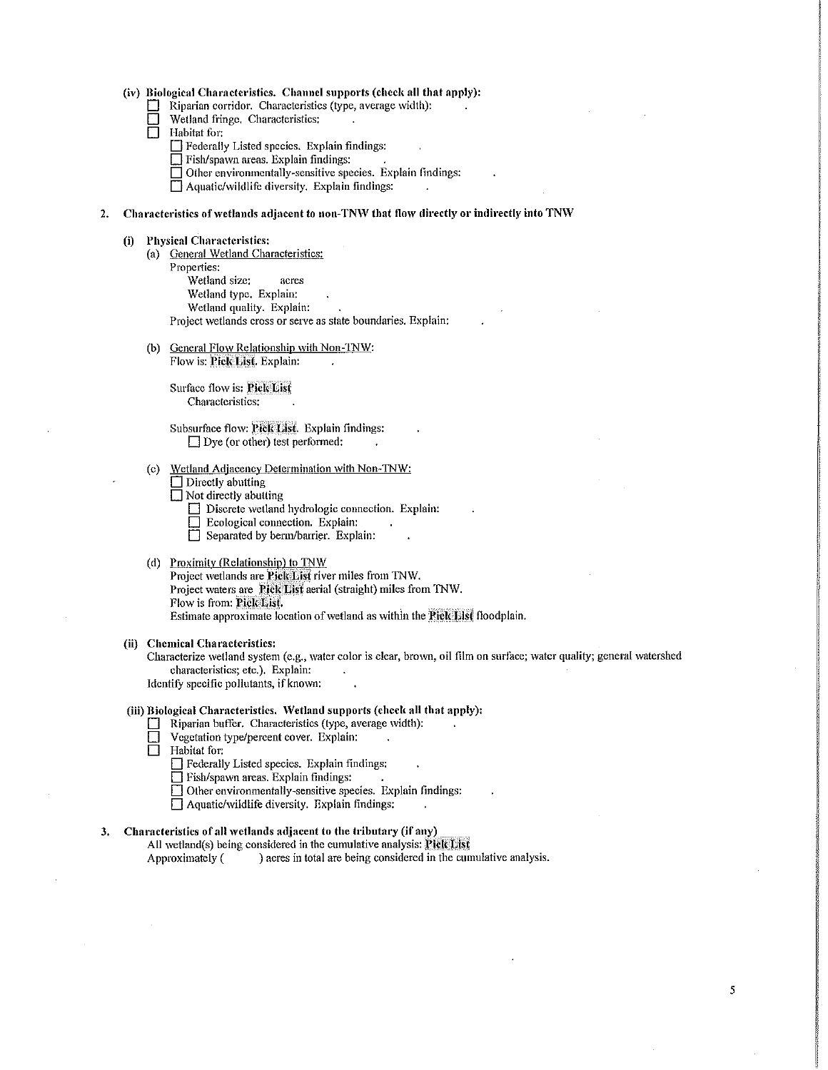**(iv) Biological Characteristics. Channel supports (check all that apply):**

- ☐ Riparian corridor. Characteristics (type, average width): .
- ☐ Wetland fringe. Characteristics: .
- ☐ Habitat for:
  - ☐ Federally Listed species. Explain findings: .
  - ☐ Fish/spawn areas. Explain findings: .
  - ☐ Other environmentally-sensitive species. Explain findings: .
  - ☐ Aquatic/wildlife diversity. Explain findings: .

**2. Characteristics of wetlands adjacent to non-TNW that flow directly or indirectly into TNW**

**(i) Physical Characteristics:**

(a) General Wetland Characteristics:

Properties:

Wetland size: acres

Wetland type. Explain: .

Wetland quality. Explain: .

Project wetlands cross or serve as state boundaries. Explain: .

(b) General Flow Relationship with Non-TNW:

Flow is: **Pick List**. Explain: .

Surface flow is: **Pick List**

Characteristics: .

Subsurface flow: **Pick List**. Explain findings: .

- ☐ Dye (or other) test performed: .

(c) Wetland Adjacency Determination with Non-TNW:

- ☐ Directly abutting
- ☐ Not directly abutting
  - ☐ Discrete wetland hydrologic connection. Explain: .
  - ☐ Ecological connection. Explain: .
  - ☐ Separated by berm/barrier. Explain: .

(d) Proximity (Relationship) to TNW

Project wetlands are **Pick List** river miles from TNW.

Project waters are **Pick List** aerial (straight) miles from TNW.

Flow is from: **Pick List**.

Estimate approximate location of wetland as within the **Pick List** floodplain.

**(ii) Chemical Characteristics:**

Characterize wetland system (e.g., water color is clear, brown, oil film on surface; water quality; general watershed characteristics; etc.). Explain: .

Identify specific pollutants, if known: .

**(iii) Biological Characteristics. Wetland supports (check all that apply):**

- ☐ Riparian buffer. Characteristics (type, average width): .
- ☐ Vegetation type/percent cover. Explain: .
- ☐ Habitat for:
  - ☐ Federally Listed species. Explain findings: .
  - ☐ Fish/spawn areas. Explain findings: .
  - ☐ Other environmentally-sensitive species. Explain findings: .
  - ☐ Aquatic/wildlife diversity. Explain findings: .

**3. Characteristics of all wetlands adjacent to the tributary (if any)**

All wetland(s) being considered in the cumulative analysis: **Pick List**

Approximately ( ) acres in total are being considered in the cumulative analysis.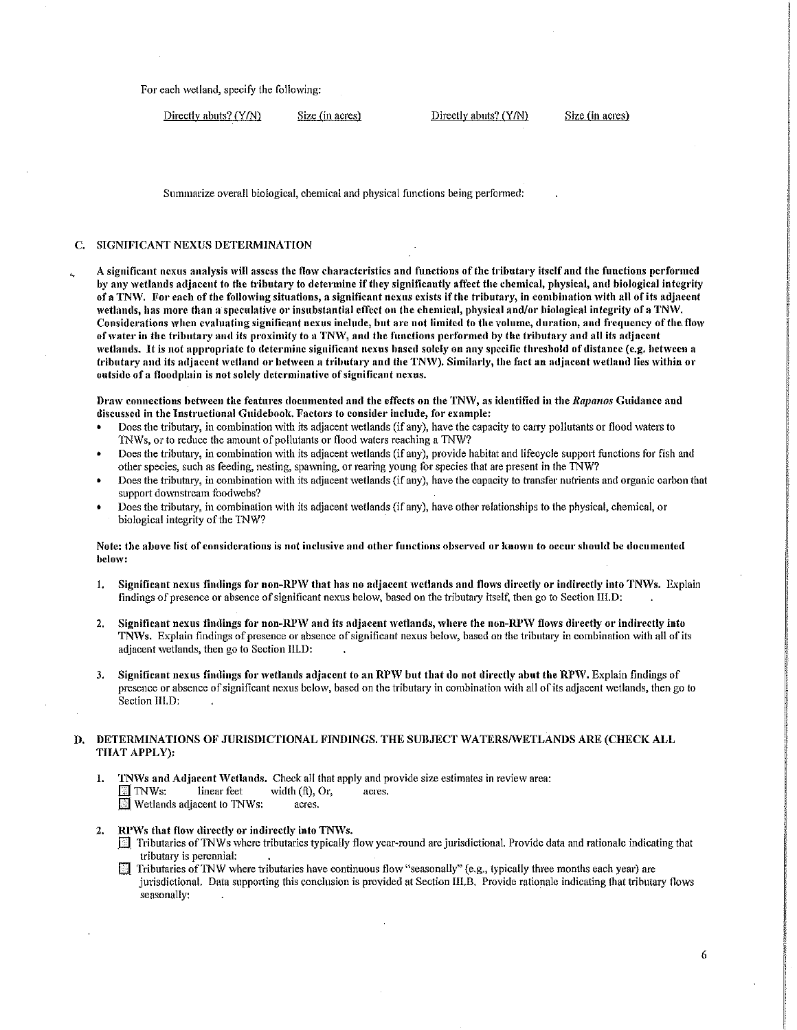For each wetland, specify the following:

| Directly abuts? (Y/N) | Size (in acres) | Directly abuts? (Y/N) | Size (in acres) |
|---|---|---|---|

Summarize overall biological, chemical and physical functions being performed: .

## C. SIGNIFICANT NEXUS DETERMINATION

**A significant nexus analysis will assess the flow characteristics and functions of the tributary itself and the functions performed by any wetlands adjacent to the tributary to determine if they significantly affect the chemical, physical, and biological integrity of a TNW. For each of the following situations, a significant nexus exists if the tributary, in combination with all of its adjacent wetlands, has more than a speculative or insubstantial effect on the chemical, physical and/or biological integrity of a TNW. Considerations when evaluating significant nexus include, but are not limited to the volume, duration, and frequency of the flow of water in the tributary and its proximity to a TNW, and the functions performed by the tributary and all its adjacent wetlands. It is not appropriate to determine significant nexus based solely on any specific threshold of distance (e.g. between a tributary and its adjacent wetland or between a tributary and the TNW). Similarly, the fact an adjacent wetland lies within or outside of a floodplain is not solely determinative of significant nexus.**

**Draw connections between the features documented and the effects on the TNW, as identified in the *Rapanos* Guidance and discussed in the Instructional Guidebook. Factors to consider include, for example:**

- Does the tributary, in combination with its adjacent wetlands (if any), have the capacity to carry pollutants or flood waters to TNWs, or to reduce the amount of pollutants or flood waters reaching a TNW?
- Does the tributary, in combination with its adjacent wetlands (if any), provide habitat and lifecycle support functions for fish and other species, such as feeding, nesting, spawning, or rearing young for species that are present in the TNW?
- Does the tributary, in combination with its adjacent wetlands (if any), have the capacity to transfer nutrients and organic carbon that support downstream foodwebs?
- Does the tributary, in combination with its adjacent wetlands (if any), have other relationships to the physical, chemical, or biological integrity of the TNW?

**Note: the above list of considerations is not inclusive and other functions observed or known to occur should be documented below:**

1. **Significant nexus findings for non-RPW that has no adjacent wetlands and flows directly or indirectly into TNWs.** Explain findings of presence or absence of significant nexus below, based on the tributary itself, then go to Section III.D: .

2. **Significant nexus findings for non-RPW and its adjacent wetlands, where the non-RPW flows directly or indirectly into TNWs.** Explain findings of presence or absence of significant nexus below, based on the tributary in combination with all of its adjacent wetlands, then go to Section III.D: .

3. **Significant nexus findings for wetlands adjacent to an RPW but that do not directly abut the RPW.** Explain findings of presence or absence of significant nexus below, based on the tributary in combination with all of its adjacent wetlands, then go to Section III.D: .

## D. DETERMINATIONS OF JURISDICTIONAL FINDINGS. THE SUBJECT WATERS/WETLANDS ARE (CHECK ALL THAT APPLY):

1. **TNWs and Adjacent Wetlands.** Check all that apply and provide size estimates in review area:
   - ☐ TNWs: linear feet width (ft), Or, acres.
   - ☐ Wetlands adjacent to TNWs: acres.

2. **RPWs that flow directly or indirectly into TNWs.**
   - ☐ Tributaries of TNWs where tributaries typically flow year-round are jurisdictional. Provide data and rationale indicating that tributary is perennial: .
   - ☐ Tributaries of TNW where tributaries have continuous flow "seasonally" (e.g., typically three months each year) are jurisdictional. Data supporting this conclusion is provided at Section III.B. Provide rationale indicating that tributary flows seasonally: .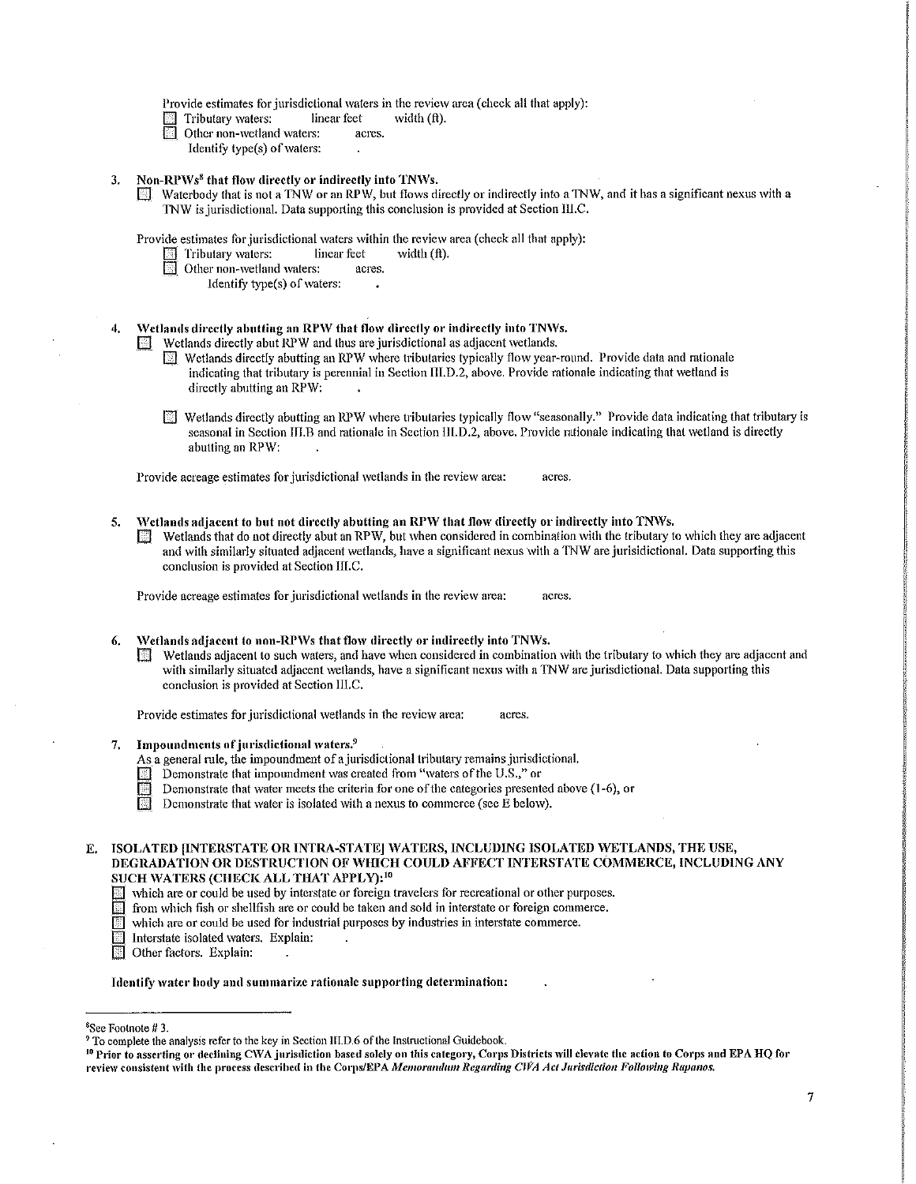Provide estimates for jurisdictional waters in the review area (check all that apply):

- ☐ Tributary waters: linear feet width (ft).
- ☐ Other non-wetland waters: acres.
  - Identify type(s) of waters: .

3. **Non-RPWs[8] that flow directly or indirectly into TNWs.**
   - ☐ Waterbody that is not a TNW or an RPW, but flows directly or indirectly into a TNW, and it has a significant nexus with a TNW is jurisdictional. Data supporting this conclusion is provided at Section III.C.

   Provide estimates for jurisdictional waters within the review area (check all that apply):
   - ☐ Tributary waters: linear feet width (ft).
   - ☐ Other non-wetland waters: acres.
     - Identify type(s) of waters: .

4. **Wetlands directly abutting an RPW that flow directly or indirectly into TNWs.**
   - ☐ Wetlands directly abut RPW and thus are jurisdictional as adjacent wetlands.
     - ☐ Wetlands directly abutting an RPW where tributaries typically flow year-round. Provide data and rationale indicating that tributary is perennial in Section III.D.2, above. Provide rationale indicating that wetland is directly abutting an RPW: .
     - ☐ Wetlands directly abutting an RPW where tributaries typically flow "seasonally." Provide data indicating that tributary is seasonal in Section III.B and rationale in Section III.D.2, above. Provide rationale indicating that wetland is directly abutting an RPW: .

   Provide acreage estimates for jurisdictional wetlands in the review area: acres.

5. **Wetlands adjacent to but not directly abutting an RPW that flow directly or indirectly into TNWs.**
   - ☐ Wetlands that do not directly abut an RPW, but when considered in combination with the tributary to which they are adjacent and with similarly situated adjacent wetlands, have a significant nexus with a TNW are jurisidictional. Data supporting this conclusion is provided at Section III.C.

   Provide acreage estimates for jurisdictional wetlands in the review area: acres.

6. **Wetlands adjacent to non-RPWs that flow directly or indirectly into TNWs.**
   - ☐ Wetlands adjacent to such waters, and have when considered in combination with the tributary to which they are adjacent and with similarly situated adjacent wetlands, have a significant nexus with a TNW are jurisdictional. Data supporting this conclusion is provided at Section III.C.

   Provide estimates for jurisdictional wetlands in the review area: acres.

7. **Impoundments of jurisdictional waters.[9]**

   As a general rule, the impoundment of a jurisdictional tributary remains jurisdictional.
   - ☐ Demonstrate that impoundment was created from "waters of the U.S.," or
   - ☐ Demonstrate that water meets the criteria for one of the categories presented above (1-6), or
   - ☐ Demonstrate that water is isolated with a nexus to commerce (see E below).

## E. ISOLATED [INTERSTATE OR INTRA-STATE] WATERS, INCLUDING ISOLATED WETLANDS, THE USE, DEGRADATION OR DESTRUCTION OF WHICH COULD AFFECT INTERSTATE COMMERCE, INCLUDING ANY SUCH WATERS (CHECK ALL THAT APPLY):[10]

- ☐ which are or could be used by interstate or foreign travelers for recreational or other purposes.
- ☐ from which fish or shellfish are or could be taken and sold in interstate or foreign commerce.
- ☐ which are or could be used for industrial purposes by industries in interstate commerce.
- ☐ Interstate isolated waters. Explain: .
- ☐ Other factors. Explain: .

**Identify water body and summarize rationale supporting determination:** .

---

[8] See Footnote # 3.

[9] To complete the analysis refer to the key in Section III.D.6 of the Instructional Guidebook.

[10] **Prior to asserting or declining CWA jurisdiction based solely on this category, Corps Districts will elevate the action to Corps and EPA HQ for review consistent with the process described in the Corps/EPA *Memorandum Regarding CWA Act Jurisdiction Following Rapanos.***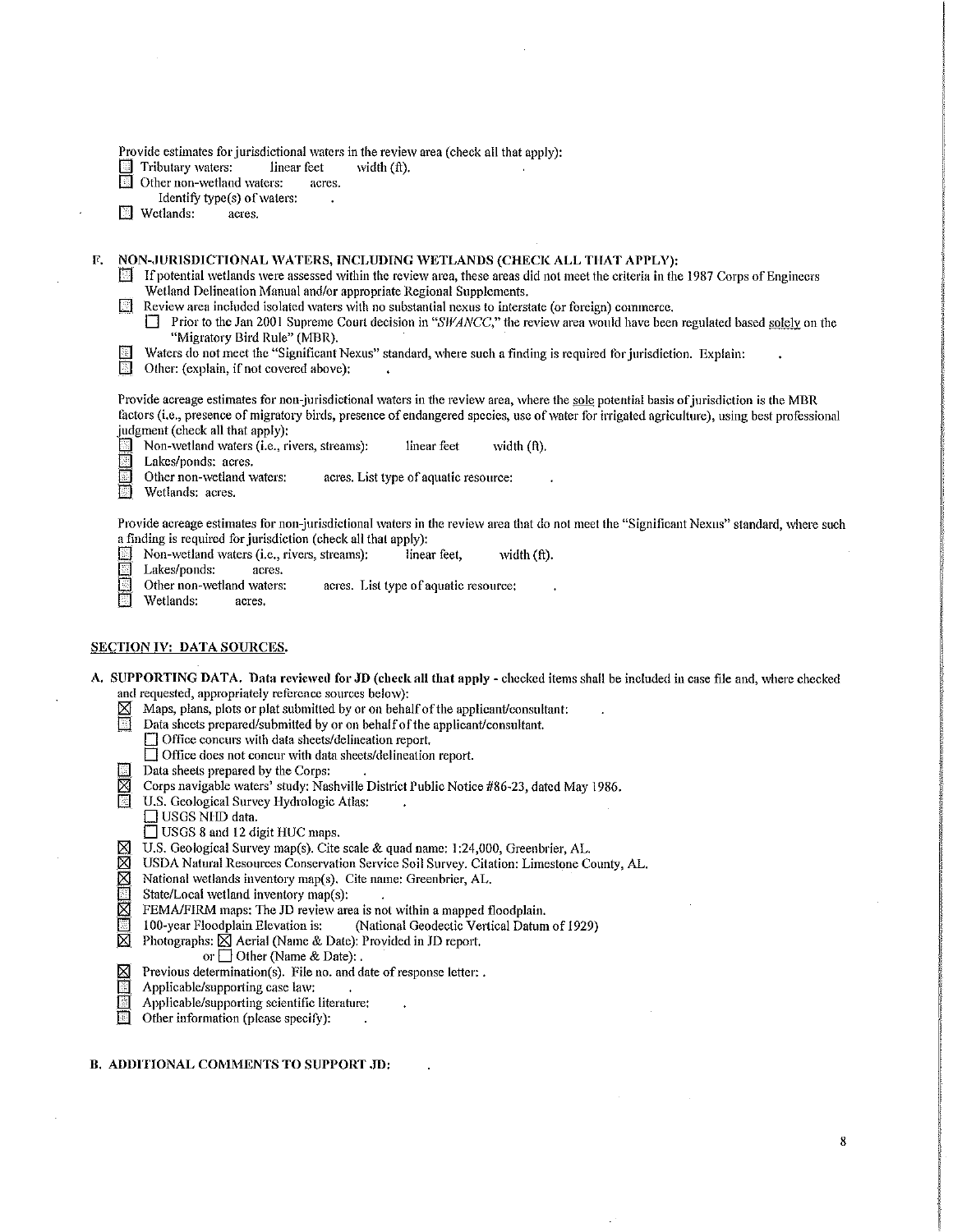Provide estimates for jurisdictional waters in the review area (check all that apply):

- ☐ Tributary waters: linear feet width (ft).
- ☐ Other non-wetland waters: acres.
  - Identify type(s) of waters: .
- ☐ Wetlands: acres.

**F. NON-JURISDICTIONAL WATERS, INCLUDING WETLANDS (CHECK ALL THAT APPLY):**

- ☐ If potential wetlands were assessed within the review area, these areas did not meet the criteria in the 1987 Corps of Engineers Wetland Delineation Manual and/or appropriate Regional Supplements.
- ☐ Review area included isolated waters with no substantial nexus to interstate (or foreign) commerce.
  - ☐ Prior to the Jan 2001 Supreme Court decision in "*SWANCC*," the review area would have been regulated based solely on the "Migratory Bird Rule" (MBR).
- ☐ Waters do not meet the "Significant Nexus" standard, where such a finding is required for jurisdiction. Explain: .
- ☐ Other: (explain, if not covered above): .

Provide acreage estimates for non-jurisdictional waters in the review area, where the sole potential basis of jurisdiction is the MBR factors (i.e., presence of migratory birds, presence of endangered species, use of water for irrigated agriculture), using best professional judgment (check all that apply):

- ☐ Non-wetland waters (i.e., rivers, streams): linear feet width (ft).
- ☐ Lakes/ponds: acres.
- ☐ Other non-wetland waters: acres. List type of aquatic resource: .
- ☐ Wetlands: acres.

Provide acreage estimates for non-jurisdictional waters in the review area that do not meet the "Significant Nexus" standard, where such a finding is required for jurisdiction (check all that apply):

- ☐ Non-wetland waters (i.e., rivers, streams): linear feet, width (ft).
- ☐ Lakes/ponds: acres.
- ☐ Other non-wetland waters: acres. List type of aquatic resource: .
- ☐ Wetlands: acres.

## SECTION IV: DATA SOURCES.

**A. SUPPORTING DATA. Data reviewed for JD (check all that apply** - checked items shall be included in case file and, where checked and requested, appropriately reference sources below):

- ☒ Maps, plans, plots or plat submitted by or on behalf of the applicant/consultant: .
- ☐ Data sheets prepared/submitted by or on behalf of the applicant/consultant.
  - ☐ Office concurs with data sheets/delineation report.
  - ☐ Office does not concur with data sheets/delineation report.
- ☐ Data sheets prepared by the Corps: .
- ☒ Corps navigable waters' study: Nashville District Public Notice #86-23, dated May 1986.
- ☐ U.S. Geological Survey Hydrologic Atlas: .
  - ☐ USGS NHD data.
  - ☐ USGS 8 and 12 digit HUC maps.
- ☒ U.S. Geological Survey map(s). Cite scale & quad name: 1:24,000, Greenbrier, AL.
- ☒ USDA Natural Resources Conservation Service Soil Survey. Citation: Limestone County, AL.
- ☒ National wetlands inventory map(s). Cite name: Greenbrier, AL.
- ☐ State/Local wetland inventory map(s): .
- ☒ FEMA/FIRM maps: The JD review area is not within a mapped floodplain.
- ☐ 100-year Floodplain Elevation is: (National Geodectic Vertical Datum of 1929)
- ☒ Photographs: ☒ Aerial (Name & Date): Provided in JD report.
  - or ☐ Other (Name & Date): .
- ☒ Previous determination(s). File no. and date of response letter: .
- ☐ Applicable/supporting case law: .
- ☐ Applicable/supporting scientific literature: .
- ☐ Other information (please specify): .

**B. ADDITIONAL COMMENTS TO SUPPORT JD:** .